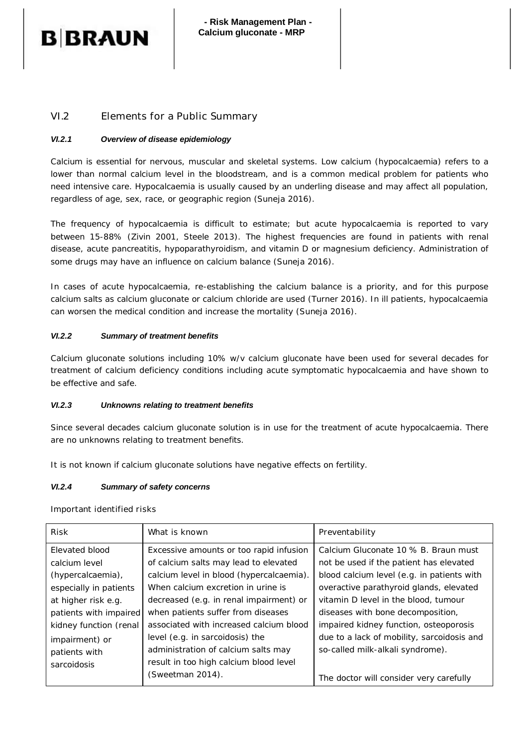## VI.2 Elements for a Public Summary

### *VI.2.1 Overview of disease epidemiology*

Calcium is essential for nervous, muscular and skeletal systems. Low calcium (hypocalcaemia) refers to a lower than normal calcium level in the bloodstream, and is a common medical problem for patients who need intensive care. Hypocalcaemia is usually caused by an underling disease and may affect all population, regardless of age, sex, race, or geographic region (Suneja 2016).

The frequency of hypocalcaemia is difficult to estimate; but acute hypocalcaemia is reported to vary between 15-88% (Zivin 2001, Steele 2013). The highest frequencies are found in patients with renal disease, acute pancreatitis, hypoparathyroidism, and vitamin D or magnesium deficiency. Administration of some drugs may have an influence on calcium balance (Suneja 2016).

In cases of acute hypocalcaemia, re-establishing the calcium balance is a priority, and for this purpose calcium salts as calcium gluconate or calcium chloride are used (Turner 2016). In ill patients, hypocalcaemia can worsen the medical condition and increase the mortality (Suneja 2016).

### *VI.2.2 Summary of treatment benefits*

Calcium gluconate solutions including 10% w/v calcium gluconate have been used for several decades for treatment of calcium deficiency conditions including acute symptomatic hypocalcaemia and have shown to be effective and safe.

### *VI.2.3 Unknowns relating to treatment benefits*

Since several decades calcium gluconate solution is in use for the treatment of acute hypocalcaemia. There are no unknowns relating to treatment benefits.

It is not known if calcium gluconate solutions have negative effects on fertility.

### *VI.2.4 Summary of safety concerns*

Important identified risks

| Risk | What is known | Preventability |
|---|---|---|
| Elevated blood calcium level (hypercalcaemia), especially in patients at higher risk e.g. patients with impaired kidney function (renal impairment) or patients with sarcoidosis | Excessive amounts or too rapid infusion of calcium salts may lead to elevated calcium level in blood (hypercalcaemia). When calcium excretion in urine is decreased (e.g. in renal impairment) or when patients suffer from diseases associated with increased calcium blood level (e.g. in sarcoidosis) the administration of calcium salts may result in too high calcium blood level (Sweetman 2014). | Calcium Gluconate 10 % B. Braun must not be used if the patient has elevated blood calcium level (e.g. in patients with overactive parathyroid glands, elevated vitamin D level in the blood, tumour diseases with bone decomposition, impaired kidney function, osteoporosis due to a lack of mobility, sarcoidosis and so-called milk-alkali syndrome).<br><br>The doctor will consider very carefully |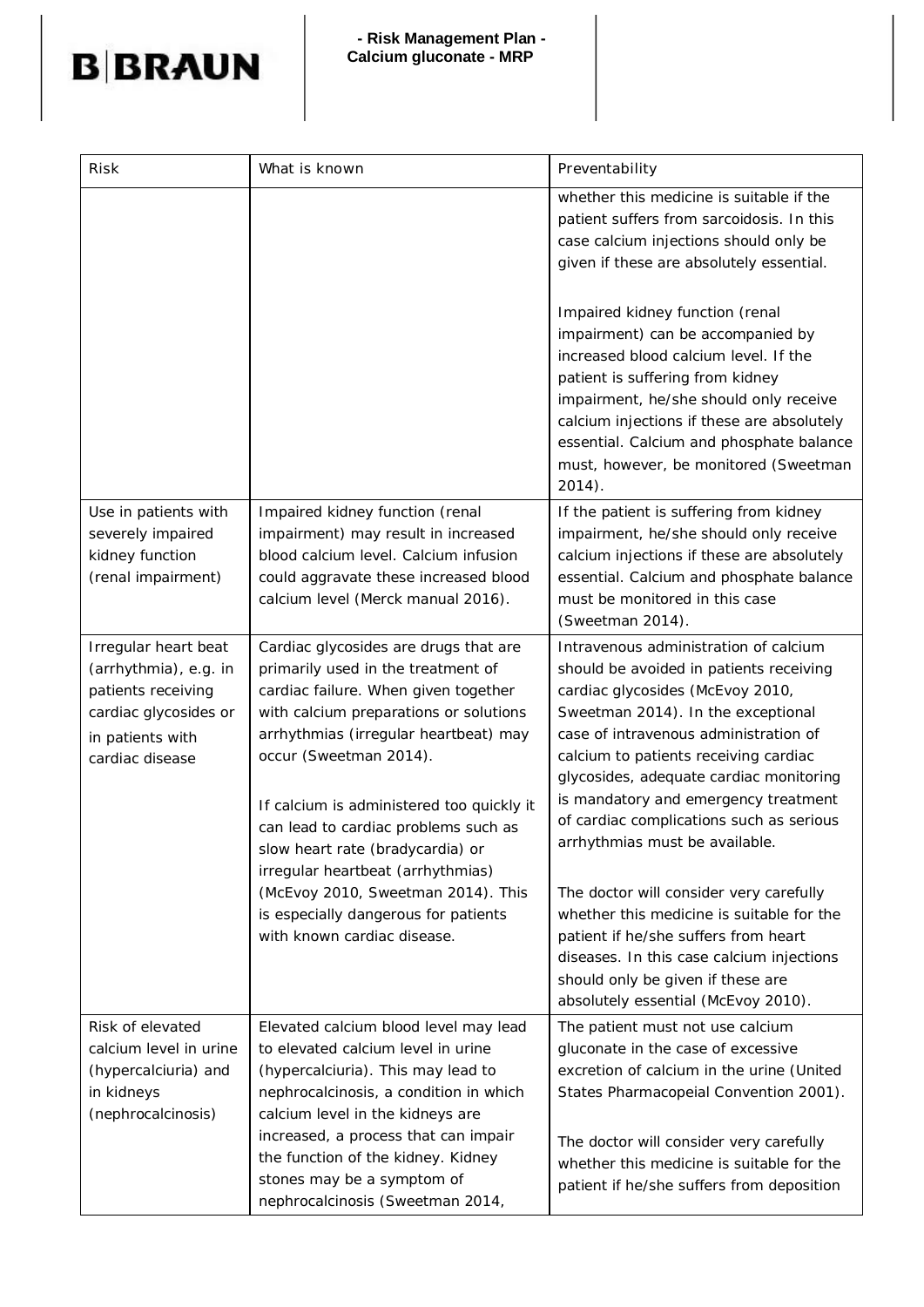| Risk | What is known | Preventability |
| --- | --- | --- |
| | | whether this medicine is suitable if the patient suffers from sarcoidosis. In this case calcium injections should only be given if these are absolutely essential.<br><br>Impaired kidney function (renal impairment) can be accompanied by increased blood calcium level. If the patient is suffering from kidney impairment, he/she should only receive calcium injections if these are absolutely essential. Calcium and phosphate balance must, however, be monitored (Sweetman 2014). |
| Use in patients with severely impaired kidney function (renal impairment) | Impaired kidney function (renal impairment) may result in increased blood calcium level. Calcium infusion could aggravate these increased blood calcium level (Merck manual 2016). | If the patient is suffering from kidney impairment, he/she should only receive calcium injections if these are absolutely essential. Calcium and phosphate balance must be monitored in this case (Sweetman 2014). |
| Irregular heart beat (arrhythmia), e.g. in patients receiving cardiac glycosides or in patients with cardiac disease | Cardiac glycosides are drugs that are primarily used in the treatment of cardiac failure. When given together with calcium preparations or solutions arrhythmias (irregular heartbeat) may occur (Sweetman 2014).<br><br>If calcium is administered too quickly it can lead to cardiac problems such as slow heart rate (bradycardia) or irregular heartbeat (arrhythmias) (McEvoy 2010, Sweetman 2014). This is especially dangerous for patients with known cardiac disease. | Intravenous administration of calcium should be avoided in patients receiving cardiac glycosides (McEvoy 2010, Sweetman 2014). In the exceptional case of intravenous administration of calcium to patients receiving cardiac glycosides, adequate cardiac monitoring is mandatory and emergency treatment of cardiac complications such as serious arrhythmias must be available.<br><br>The doctor will consider very carefully whether this medicine is suitable for the patient if he/she suffers from heart diseases. In this case calcium injections should only be given if these are absolutely essential (McEvoy 2010). |
| Risk of elevated calcium level in urine (hypercalciuria) and in kidneys (nephrocalcinosis) | Elevated calcium blood level may lead to elevated calcium level in urine (hypercalciuria). This may lead to nephrocalcinosis, a condition in which calcium level in the kidneys are increased, a process that can impair the function of the kidney. Kidney stones may be a symptom of nephrocalcinosis (Sweetman 2014, | The patient must not use calcium gluconate in the case of excessive excretion of calcium in the urine (United States Pharmacopeial Convention 2001).<br><br>The doctor will consider very carefully whether this medicine is suitable for the patient if he/she suffers from deposition |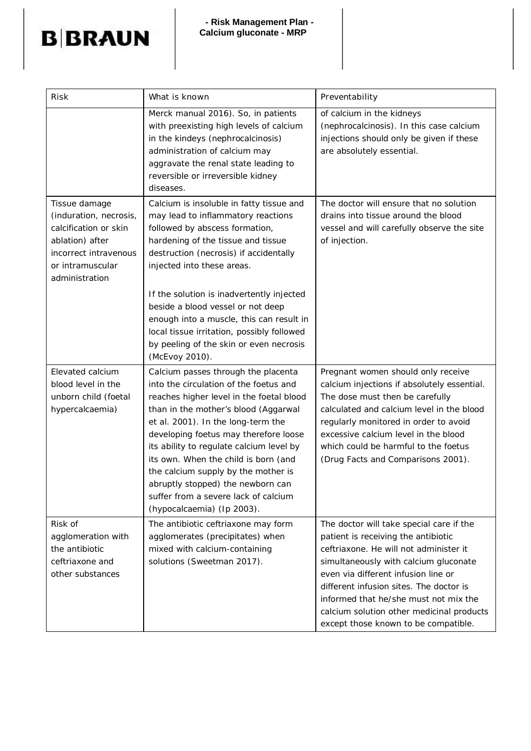| Risk | What is known | Preventability |
|---|---|---|
| | Merck manual 2016). So, in patients with preexisting high levels of calcium in the kindeys (nephrocalcinosis) administration of calcium may aggravate the renal state leading to reversible or irreversible kidney diseases. | of calcium in the kidneys (nephrocalcinosis). In this case calcium injections should only be given if these are absolutely essential. |
| Tissue damage (induration, necrosis, calcification or skin ablation) after incorrect intravenous or intramuscular administration | Calcium is insoluble in fatty tissue and may lead to inflammatory reactions followed by abscess formation, hardening of the tissue and tissue destruction (necrosis) if accidentally injected into these areas.<br><br>If the solution is inadvertently injected beside a blood vessel or not deep enough into a muscle, this can result in local tissue irritation, possibly followed by peeling of the skin or even necrosis (McEvoy 2010). | The doctor will ensure that no solution drains into tissue around the blood vessel and will carefully observe the site of injection. |
| Elevated calcium blood level in the unborn child (foetal hypercalcaemia) | Calcium passes through the placenta into the circulation of the foetus and reaches higher level in the foetal blood than in the mother's blood (Aggarwal et al. 2001). In the long-term the developing foetus may therefore loose its ability to regulate calcium level by its own. When the child is born (and the calcium supply by the mother is abruptly stopped) the newborn can suffer from a severe lack of calcium (hypocalcaemia) (Ip 2003). | Pregnant women should only receive calcium injections if absolutely essential. The dose must then be carefully calculated and calcium level in the blood regularly monitored in order to avoid excessive calcium level in the blood which could be harmful to the foetus (Drug Facts and Comparisons 2001). |
| Risk of agglomeration with the antibiotic ceftriaxone and other substances | The antibiotic ceftriaxone may form agglomerates (precipitates) when mixed with calcium-containing solutions (Sweetman 2017). | The doctor will take special care if the patient is receiving the antibiotic ceftriaxone. He will not administer it simultaneously with calcium gluconate even via different infusion line or different infusion sites. The doctor is informed that he/she must not mix the calcium solution other medicinal products except those known to be compatible. |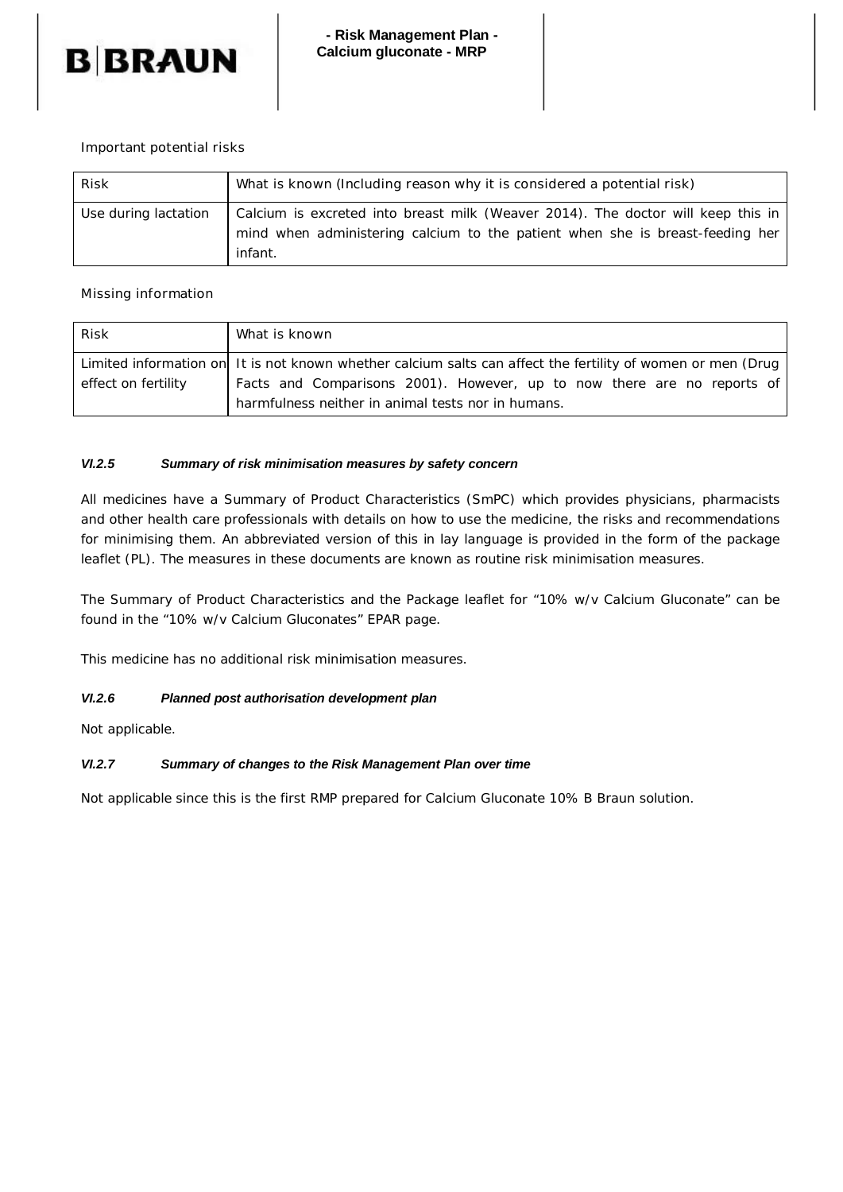Important potential risks

| Risk | What is known (Including reason why it is considered a potential risk) |
| --- | --- |
| Use during lactation | Calcium is excreted into breast milk (Weaver 2014). The doctor will keep this in mind when administering calcium to the patient when she is breast-feeding her infant. |

Missing information

| Risk | What is known |
| --- | --- |
| Limited information on effect on fertility | It is not known whether calcium salts can affect the fertility of women or men (Drug Facts and Comparisons 2001). However, up to now there are no reports of harmfulness neither in animal tests nor in humans. |

#### *VI.2.5 Summary of risk minimisation measures by safety concern*

All medicines have a Summary of Product Characteristics (SmPC) which provides physicians, pharmacists and other health care professionals with details on how to use the medicine, the risks and recommendations for minimising them. An abbreviated version of this in lay language is provided in the form of the package leaflet (PL). The measures in these documents are known as routine risk minimisation measures.

The Summary of Product Characteristics and the Package leaflet for “10% w/v Calcium Gluconate” can be found in the “10% w/v Calcium Gluconates” EPAR page.

This medicine has no additional risk minimisation measures.

#### *VI.2.6 Planned post authorisation development plan*

Not applicable.

#### *VI.2.7 Summary of changes to the Risk Management Plan over time*

Not applicable since this is the first RMP prepared for Calcium Gluconate 10% B Braun solution.